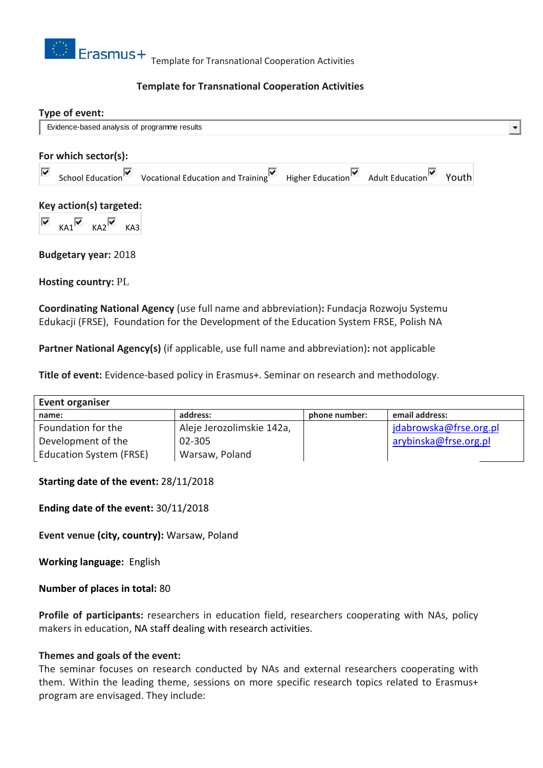Template for Transnational Cooperation Activities

## Template for Transnational Cooperation Activities

**Type of event:**

Evidence-based analysis of programme results

**For which sector(s):**

☑ School Education ☑ Vocational Education and Training ☑ Higher Education ☑ Adult Education ☑ Youth

**Key action(s) targeted:**

☑ KA1 ☑ KA2 ☑ KA3

**Budgetary year:** 2018

**Hosting country:** PL

**Coordinating National Agency** (use full name and abbreviation)**:** Fundacja Rozwoju Systemu Edukacji (FRSE), Foundation for the Development of the Education System FRSE, Polish NA

**Partner National Agency(s)** (if applicable, use full name and abbreviation)**:** not applicable

**Title of event:** Evidence-based policy in Erasmus+. Seminar on research and methodology.

| **Event organiser** | | | |
|---|---|---|---|
| **name:** | **address:** | **phone number:** | **email address:** |
| Foundation for the Development of the Education System (FRSE) | Aleje Jerozolimskie 142a, 02-305 Warsaw, Poland | | jdabrowska@frse.org.pl arybinska@frse.org.pl |

**Starting date of the event:** 28/11/2018

**Ending date of the event:** 30/11/2018

**Event venue (city, country):** Warsaw, Poland

**Working language:** English

**Number of places in total:** 80

**Profile of participants:** researchers in education field, researchers cooperating with NAs, policy makers in education, NA staff dealing with research activities.

**Themes and goals of the event:**

The seminar focuses on research conducted by NAs and external researchers cooperating with them. Within the leading theme, sessions on more specific research topics related to Erasmus+ program are envisaged. They include: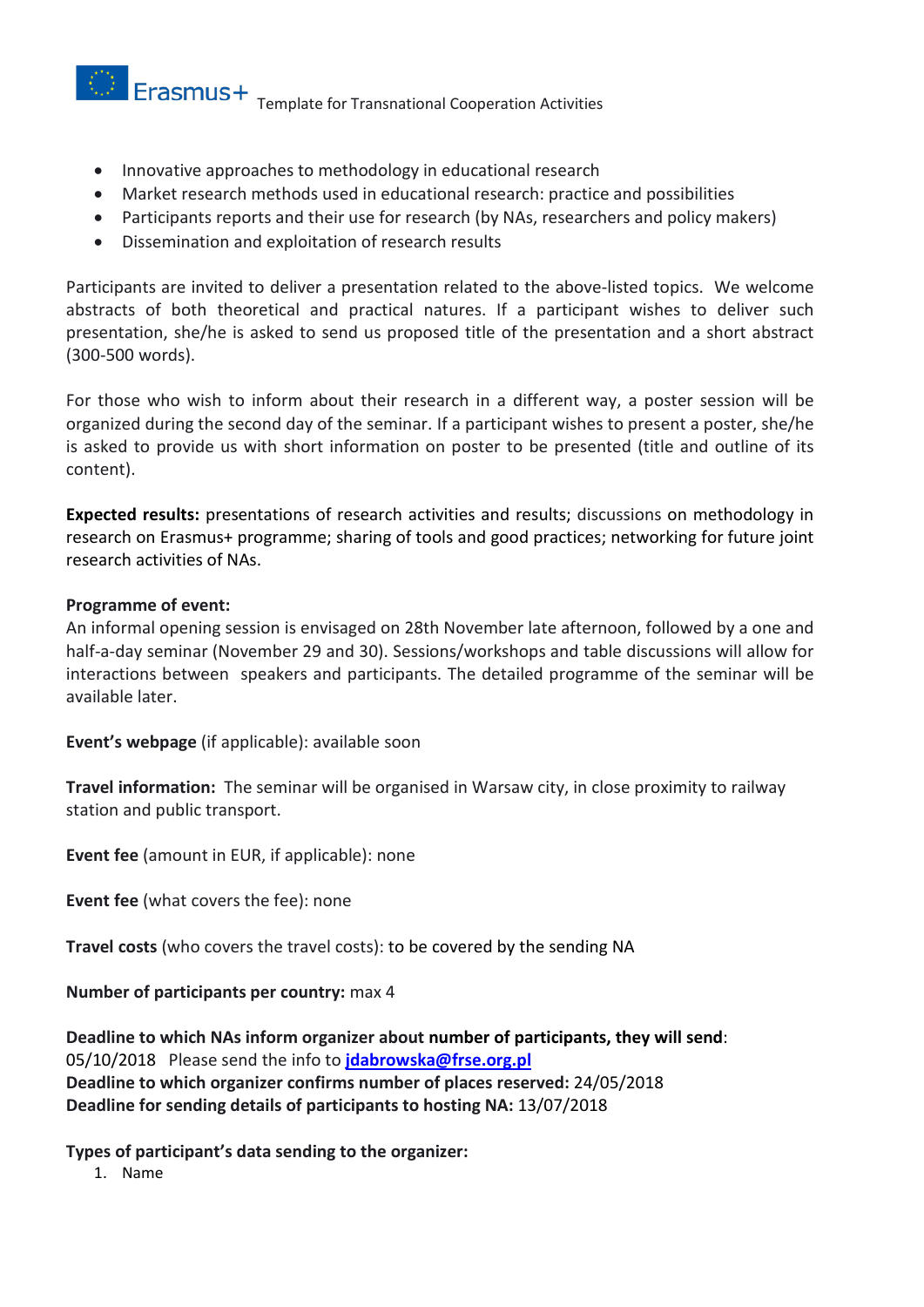- Innovative approaches to methodology in educational research
- Market research methods used in educational research: practice and possibilities
- Participants reports and their use for research (by NAs, researchers and policy makers)
- Dissemination and exploitation of research results

Participants are invited to deliver a presentation related to the above-listed topics. We welcome abstracts of both theoretical and practical natures. If a participant wishes to deliver such presentation, she/he is asked to send us proposed title of the presentation and a short abstract (300-500 words).

For those who wish to inform about their research in a different way, a poster session will be organized during the second day of the seminar. If a participant wishes to present a poster, she/he is asked to provide us with short information on poster to be presented (title and outline of its content).

**Expected results:** presentations of research activities and results; discussions on methodology in research on Erasmus+ programme; sharing of tools and good practices; networking for future joint research activities of NAs.

**Programme of event:**
An informal opening session is envisaged on 28th November late afternoon, followed by a one and half-a-day seminar (November 29 and 30). Sessions/workshops and table discussions will allow for interactions between speakers and participants. The detailed programme of the seminar will be available later.

**Event's webpage** (if applicable): available soon

**Travel information:** The seminar will be organised in Warsaw city, in close proximity to railway station and public transport.

**Event fee** (amount in EUR, if applicable): none

**Event fee** (what covers the fee): none

**Travel costs** (who covers the travel costs): to be covered by the sending NA

**Number of participants per country:** max 4

**Deadline to which NAs inform organizer about number of participants, they will send**: 05/10/2018 Please send the info to **jdabrowska@frse.org.pl**
**Deadline to which organizer confirms number of places reserved:** 24/05/2018
**Deadline for sending details of participants to hosting NA:** 13/07/2018

**Types of participant's data sending to the organizer:**

1. Name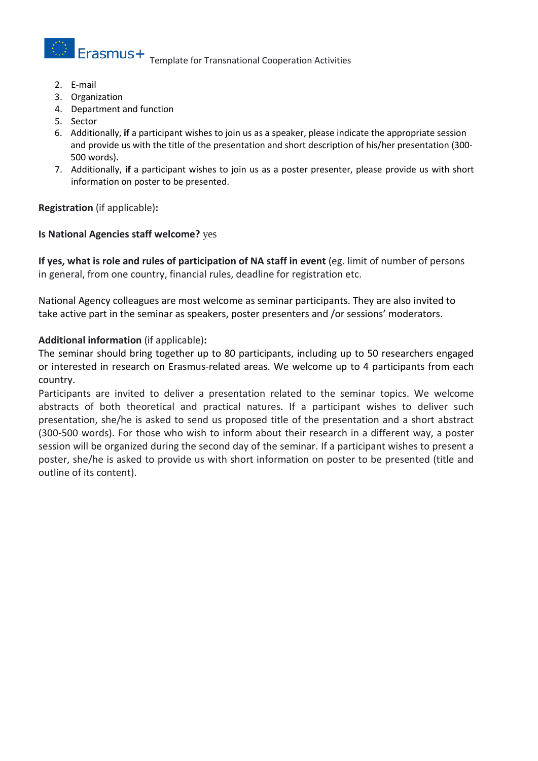2. E-mail
3. Organization
4. Department and function
5. Sector
6. Additionally, **if** a participant wishes to join us as a speaker, please indicate the appropriate session and provide us with the title of the presentation and short description of his/her presentation (300-500 words).
7. Additionally, **if** a participant wishes to join us as a poster presenter, please provide us with short information on poster to be presented.

**Registration** (if applicable)**:**

**Is National Agencies staff welcome?** yes

**If yes, what is role and rules of participation of NA staff in event** (eg. limit of number of persons in general, from one country, financial rules, deadline for registration etc.

National Agency colleagues are most welcome as seminar participants. They are also invited to take active part in the seminar as speakers, poster presenters and /or sessions' moderators.

**Additional information** (if applicable)**:**
The seminar should bring together up to 80 participants, including up to 50 researchers engaged or interested in research on Erasmus-related areas. We welcome up to 4 participants from each country.
Participants are invited to deliver a presentation related to the seminar topics. We welcome abstracts of both theoretical and practical natures. If a participant wishes to deliver such presentation, she/he is asked to send us proposed title of the presentation and a short abstract (300-500 words). For those who wish to inform about their research in a different way, a poster session will be organized during the second day of the seminar. If a participant wishes to present a poster, she/he is asked to provide us with short information on poster to be presented (title and outline of its content).